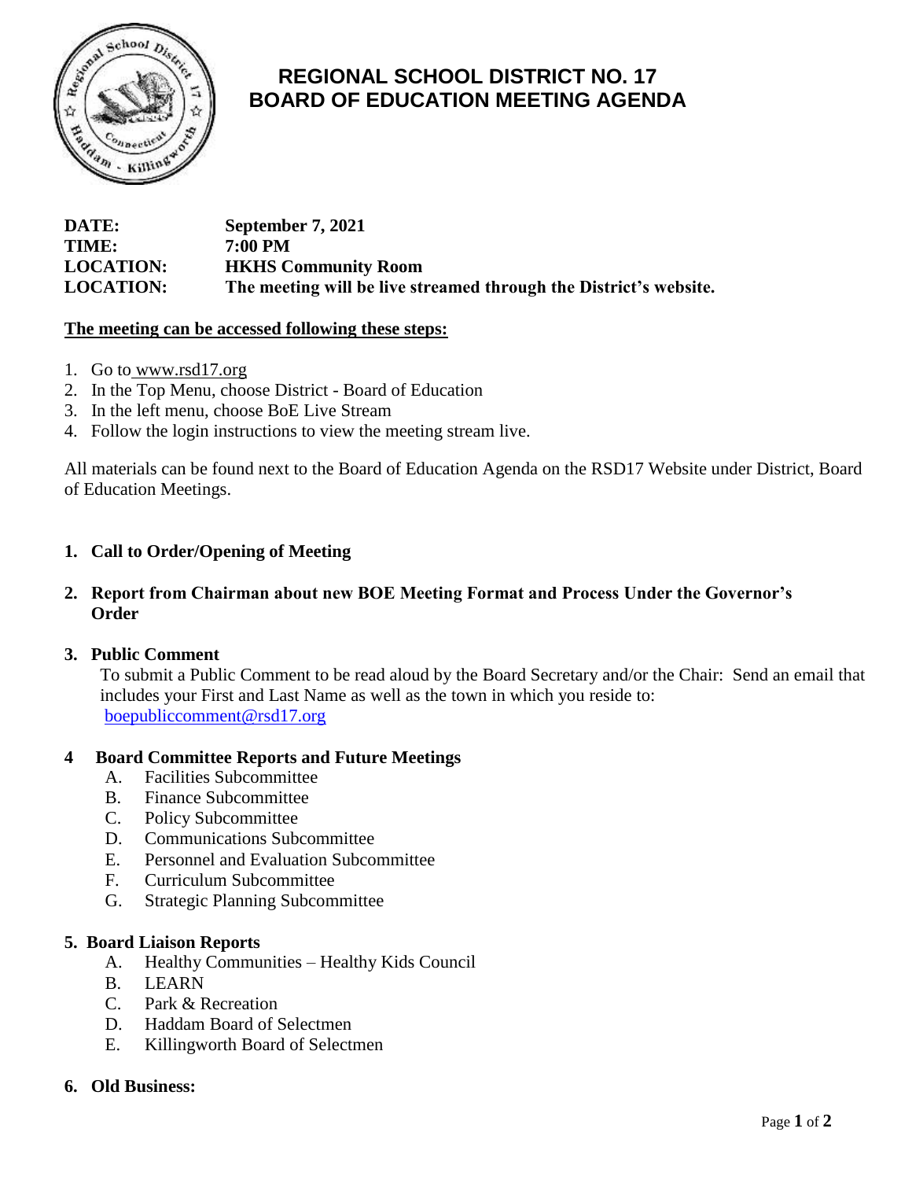# REGIONAL SCHOOL DISTRICT NO. 17
# BOARD OF EDUCATION MEETING AGENDA

**DATE:** September 7, 2021
**TIME:** 7:00 PM
**LOCATION:** HKHS Community Room
**LOCATION:** The meeting will be live streamed through the District's website.

**The meeting can be accessed following these steps:**

1. Go to www.rsd17.org
2. In the Top Menu, choose District - Board of Education
3. In the left menu, choose BoE Live Stream
4. Follow the login instructions to view the meeting stream live.

All materials can be found next to the Board of Education Agenda on the RSD17 Website under District, Board of Education Meetings.

**1. Call to Order/Opening of Meeting**

**2. Report from Chairman about new BOE Meeting Format and Process Under the Governor's Order**

**3. Public Comment**

To submit a Public Comment to be read aloud by the Board Secretary and/or the Chair: Send an email that includes your First and Last Name as well as the town in which you reside to: boepubliccomment@rsd17.org

**4 Board Committee Reports and Future Meetings**

A. Facilities Subcommittee
B. Finance Subcommittee
C. Policy Subcommittee
D. Communications Subcommittee
E. Personnel and Evaluation Subcommittee
F. Curriculum Subcommittee
G. Strategic Planning Subcommittee

**5. Board Liaison Reports**

A. Healthy Communities – Healthy Kids Council
B. LEARN
C. Park & Recreation
D. Haddam Board of Selectmen
E. Killingworth Board of Selectmen

**6. Old Business:**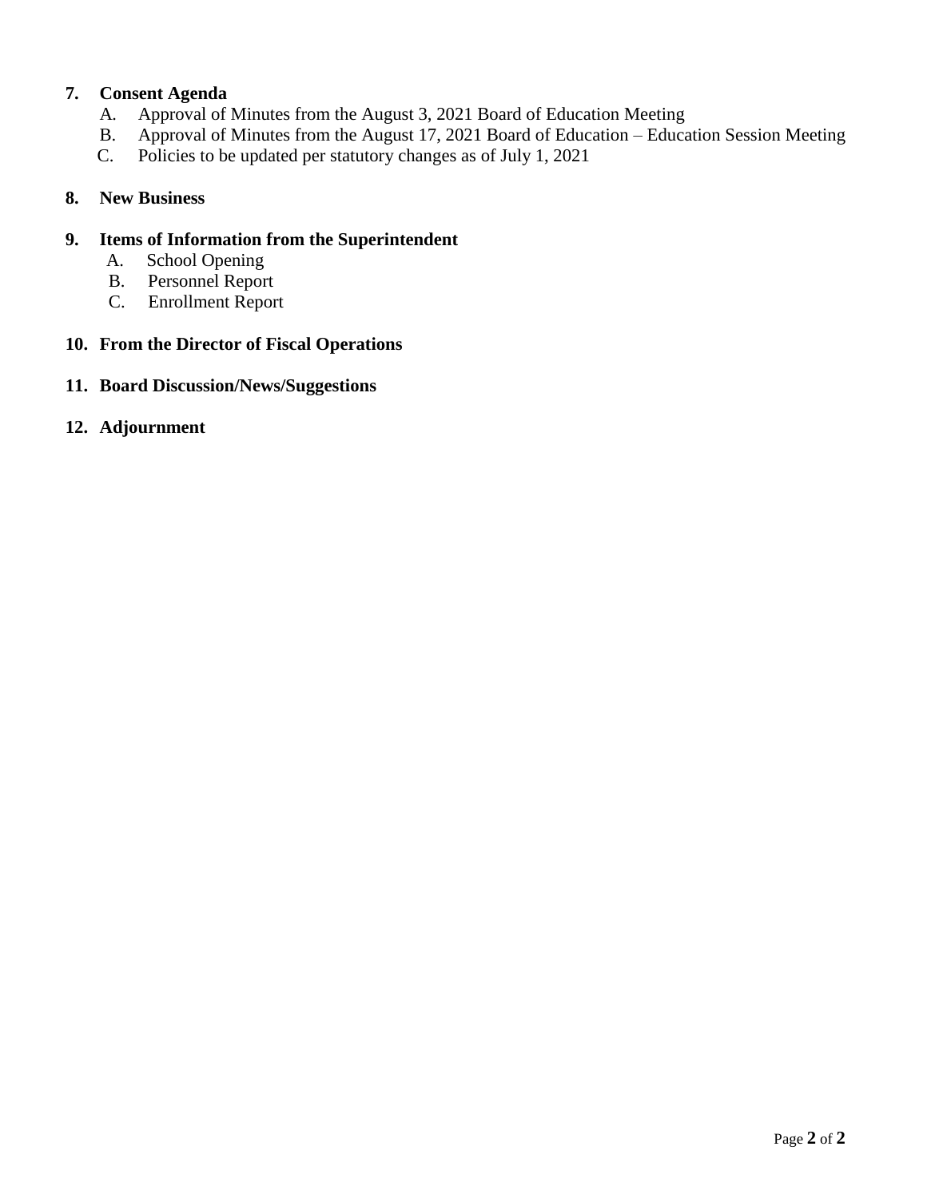**7. Consent Agenda**

A. Approval of Minutes from the August 3, 2021 Board of Education Meeting
B. Approval of Minutes from the August 17, 2021 Board of Education – Education Session Meeting
C. Policies to be updated per statutory changes as of July 1, 2021

**8. New Business**

**9. Items of Information from the Superintendent**

A. School Opening
B. Personnel Report
C. Enrollment Report

**10. From the Director of Fiscal Operations**

**11. Board Discussion/News/Suggestions**

**12. Adjournment**